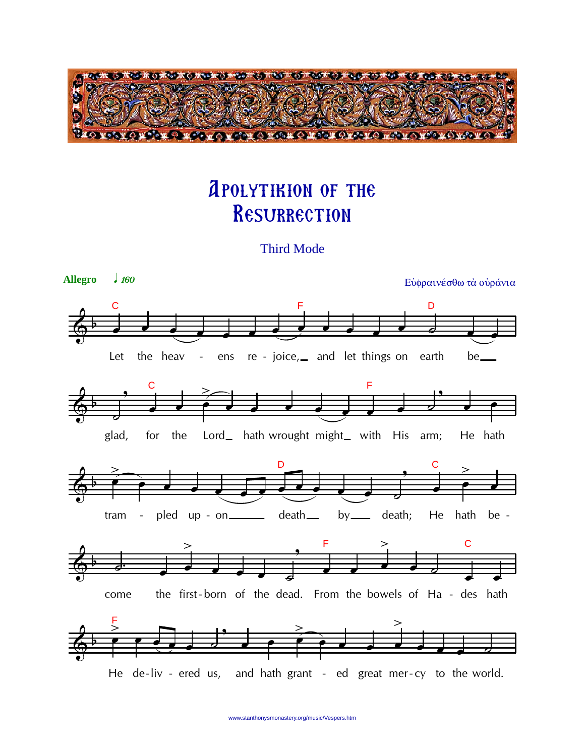# Apolytikion of the Resurrection

Third Mode

**Allegro** ♩=160

Εὐφραινέσθω τὰ οὐράνια

Let the heav - ens re - joice, and let things on earth be glad, for the Lord hath wrought might with His arm; He hath tram - pled up - on death by death; He hath be - come the first-born of the dead. From the bowels of Ha - des hath He de-liv - ered us, and hath grant - ed great mer-cy to the world.

www.stanthonysmonastery.org/music/Vespers.htm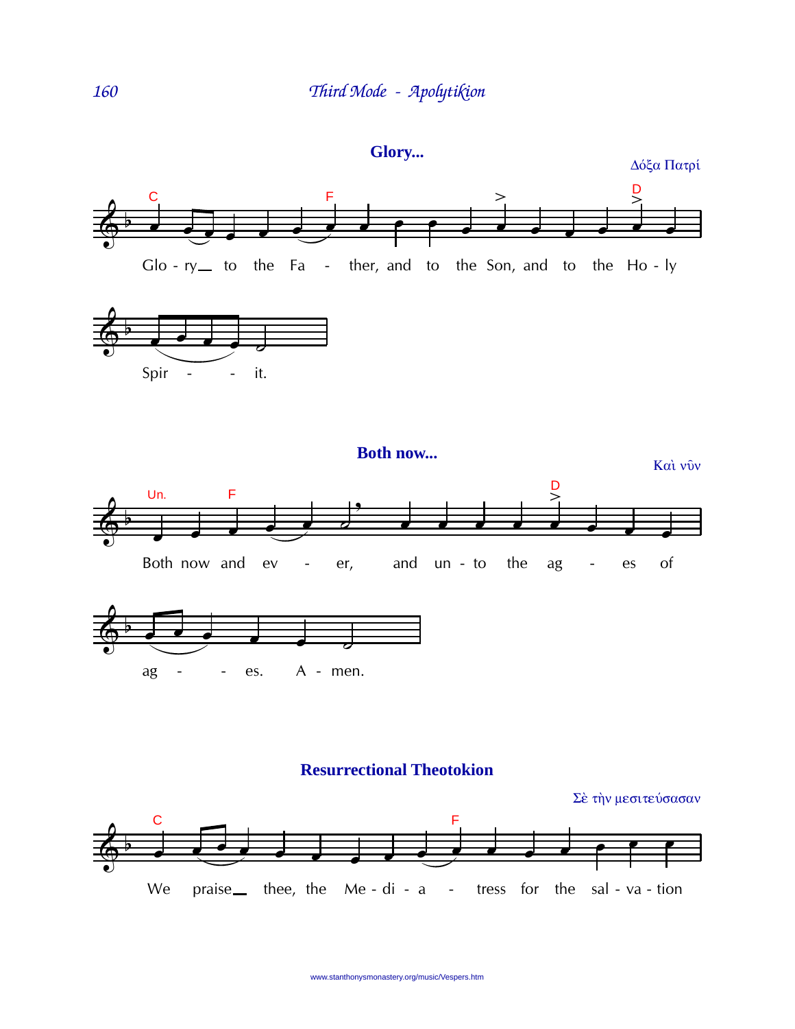## Glory...

Δόξα Πατρί

Glo - ry to the Fa - ther, and to the Son, and to the Ho - ly Spir - - it.

## Both now...

Καὶ νῦν

Both now and ev - er, and un - to the ag - es of ag - - es. A - men.

## Resurrectional Theotokion

Σὲ τὴν μεσιτεύσασαν

We praise thee, the Me - di - a - tress for the sal - va - tion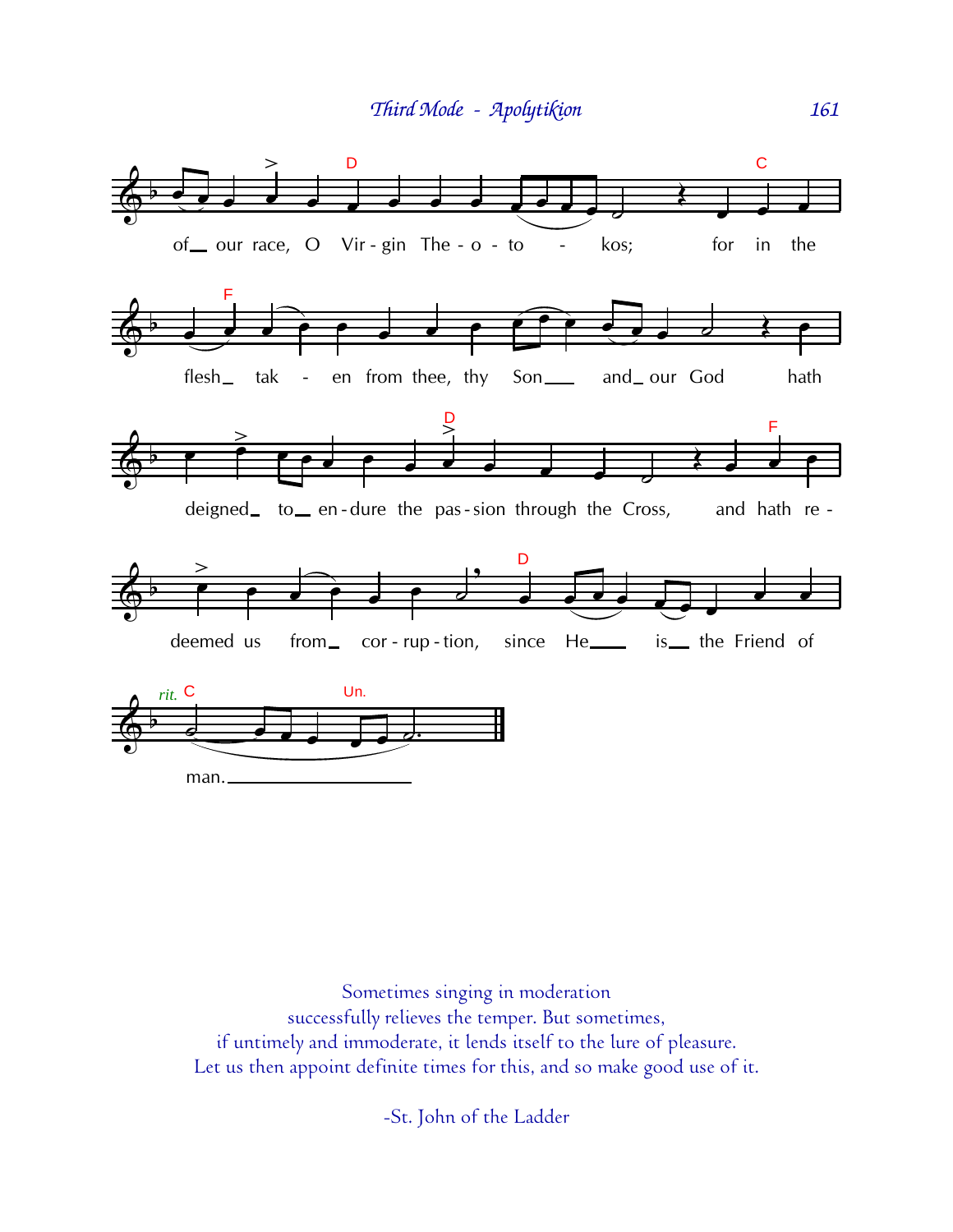of our race, O Virgin Theotokos; for in the flesh taken from thee, thy Son and our God hath deigned to endure the passion through the Cross, and hath redeemed us from corruption, since He is the Friend of man.

Sometimes singing in moderation
successfully relieves the temper. But sometimes,
if untimely and immoderate, it lends itself to the lure of pleasure.
Let us then appoint definite times for this, and so make good use of it.

-St. John of the Ladder